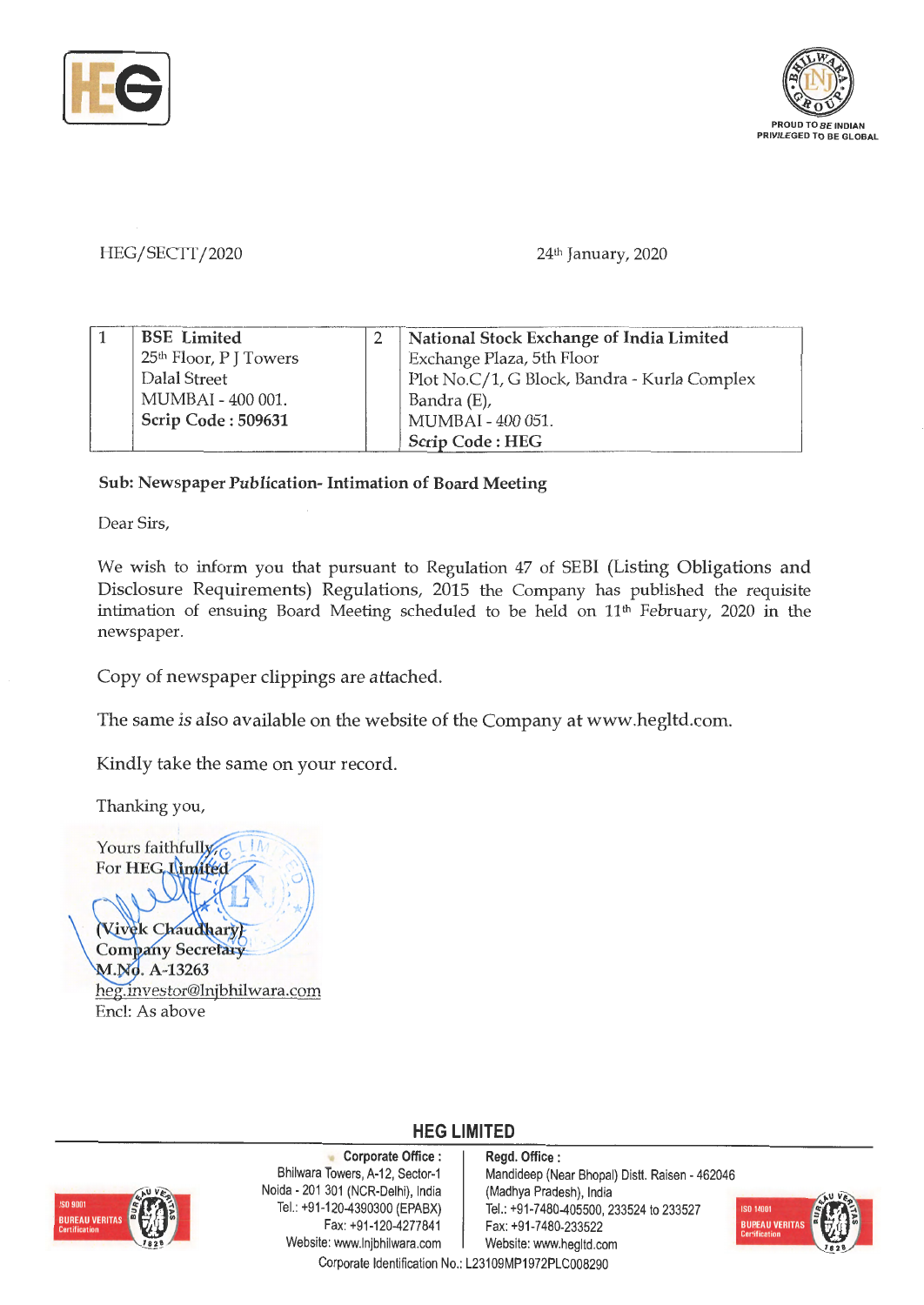HEG/SECTT/2020 24th January, 2020

| 1 | **BSE Limited**<br>25th Floor, P J Towers<br>Dalal Street<br>MUMBAI - 400 001.<br>**Scrip Code : 509631** | 2 | **National Stock Exchange of India Limited**<br>Exchange Plaza, 5th Floor<br>Plot No.C/1, G Block, Bandra - Kurla Complex<br>Bandra (E),<br>MUMBAI - 400 051.<br>**Scrip Code : HEG** |
|---|---|---|---|

**Sub: Newspaper Publication- Intimation of Board Meeting**

Dear Sirs,

We wish to inform you that pursuant to Regulation 47 of SEBI (Listing Obligations and Disclosure Requirements) Regulations, 2015 the Company has published the requisite intimation of ensuing Board Meeting scheduled to be held on 11th February, 2020 in the newspaper.

Copy of newspaper clippings are attached.

The same is also available on the website of the Company at www.hegltd.com.

Kindly take the same on your record.

Thanking you,

Yours faithfully,
For HEG Limited

(Vivek Chaudhary)
**Company Secretary**
**M.No. A-13263**
heg.investor@lnjbhilwara.com
Encl: As above

**HEG LIMITED**

**Corporate Office :** Bhilwara Towers, A-12, Sector-1, Noida - 201 301 (NCR-Delhi), India. Tel.: +91-120-4390300 (EPABX) Fax: +91-120-4277841 Website: www.lnjbhilwara.com

**Regd. Office :** Mandideep (Near Bhopal) Distt. Raisen - 462046 (Madhya Pradesh), India Tel.: +91-7480-405500, 233524 to 233527 Fax: +91-7480-233522 Website: www.hegltd.com

Corporate Identification No.: L23109MP1972PLC008290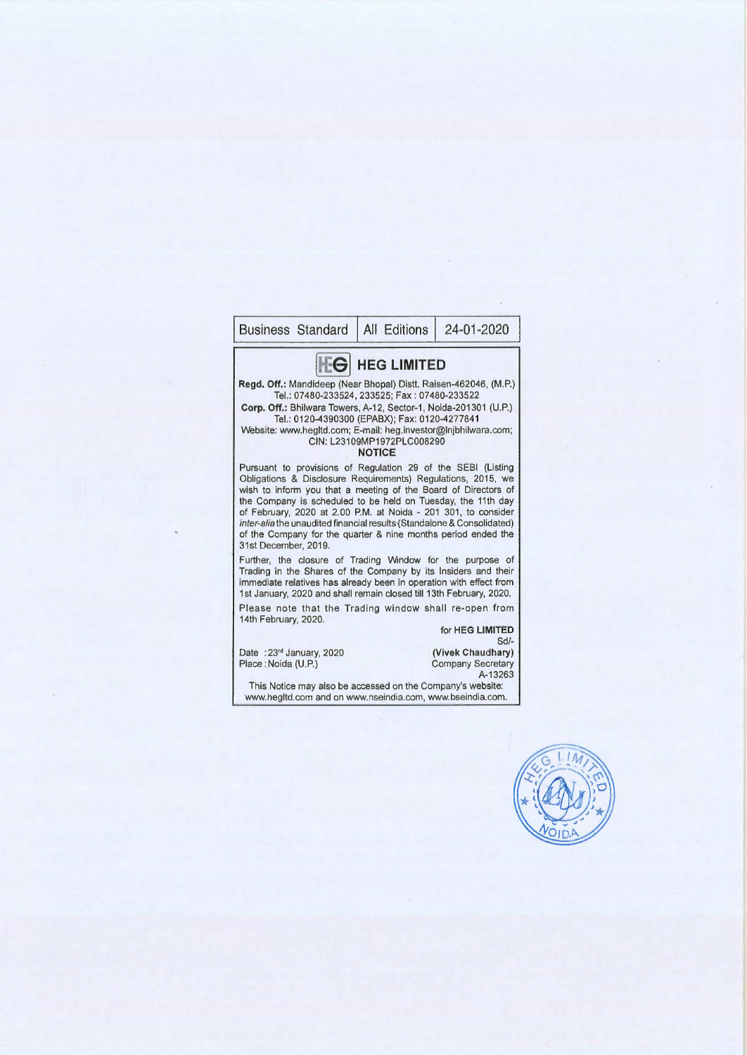| Business Standard | All Editions | 24-01-2020 |
|---|---|---|

# HEG LIMITED

**Regd. Off.:** Mandideep (Near Bhopal) Distt. Raisen-462046, (M.P.)
Tel.: 07480-233524, 233525; Fax : 07480-233522
**Corp. Off.:** Bhilwara Towers, A-12, Sector-1, Noida-201301 (U.P.)
Tel.: 0120-4390300 (EPABX); Fax: 0120-4277841
Website: www.hegltd.com; E-mail: heg.investor@lnjbhilwara.com;
CIN: L23109MP1972PLC008290

**NOTICE**

Pursuant to provisions of Regulation 29 of the SEBI (Listing Obligations & Disclosure Requirements) Regulations, 2015, we wish to inform you that a meeting of the Board of Directors of the Company is scheduled to be held on Tuesday, the 11th day of February, 2020 at 2.00 P.M. at Noida - 201 301, to consider *inter-alia* the unaudited financial results (Standalone & Consolidated) of the Company for the quarter & nine months period ended the 31st December, 2019.

Further, the closure of Trading Window for the purpose of Trading in the Shares of the Company by its Insiders and their immediate relatives has already been in operation with effect from 1st January, 2020 and shall remain closed till 13th February, 2020.

Please note that the Trading window shall re-open from 14th February, 2020.

for **HEG LIMITED**
Sd/-
**(Vivek Chaudhary)**
Company Secretary
A-13263

Date : 23rd January, 2020
Place : Noida (U.P.)

This Notice may also be accessed on the Company's website: www.hegltd.com and on www.nseindia.com, www.bseindia.com.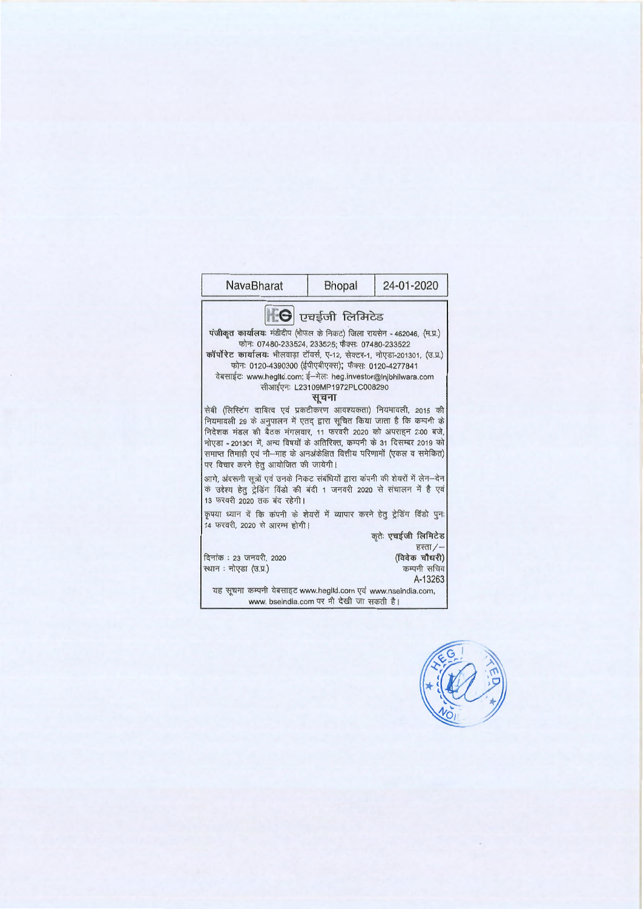| NavaBharat | Bhopal | 24-01-2020 |
| --- | --- | --- |

## एचईजी लिमिटेड

**पंजीकृत कार्यालयः** मंडीदीप (भोपाल के निकट) जिला रायसेन - 462046, (म.प्र.)
फोनः 07480-233524, 233525; फैक्सः 07480-233522

**कॉर्पोरेट कार्यालयः** भीलवाड़ा टॉवर्स, ए-12, सेक्टर-1, नोएडा-201301, (उ.प्र.)
फोनः 0120-4390300 (ईपीएबीएक्स); फैक्सः 0120-4277841

वेबसाईटः www.hegltd.com; ई–मेलः heg.investor@lnjbhilwara.com
सीआईएनः L23109MP1972PLC008290

### सूचना

सेबी (लिस्टिंग दायित्व एवं प्रकटीकरण आवश्यकता) नियमावली, 2015 की नियमावली 29 के अनुपालन में एतद् द्वारा सूचित किया जाता है कि कम्पनी के निदेशक मंडल की बैठक मंगलवार, 11 फरवरी 2020 को अपराह्न 2:00 बजे, नोएडा - 201301 में, अन्य विषयों के अतिरिक्त, कम्पनी के 31 दिसम्बर 2019 को समाप्त तिमाही एवं नौ–माह के अनअंकेक्षित वित्तीय परिणामों (एकल व समेकित) पर विचार करने हेतु आयोजित की जायेगी।

आगे, अंदरूनी सूत्रों एवं उनके निकट संबंधियों द्वारा कंपनी की शेयरों में लेन–देन के उद्देश्य हेतु ट्रेडिंग विंडो की बंदी 1 जनवरी 2020 से संचालन में है एवं 13 फरवरी 2020 तक बंद रहेगी।

कृपया ध्यान दें कि कंपनी के शेयरों में व्यापार करने हेतु ट्रेडिंग विंडो पुनः 14 फरवरी, 2020 से आरम्भ होगी।

कृतेः **एचईजी लिमिटेड**
हस्ता/–
**(विवेक चौधरी)**
कम्पनी सचिव
A-13263

दिनांक : 23 जनवरी, 2020
स्थान : नोएडा (उ.प्र.)

यह सूचना कम्पनी वेबसाइट www.hegltd.com एवं www.nseindia.com, www.bseindia.com पर भी देखी जा सकती है।